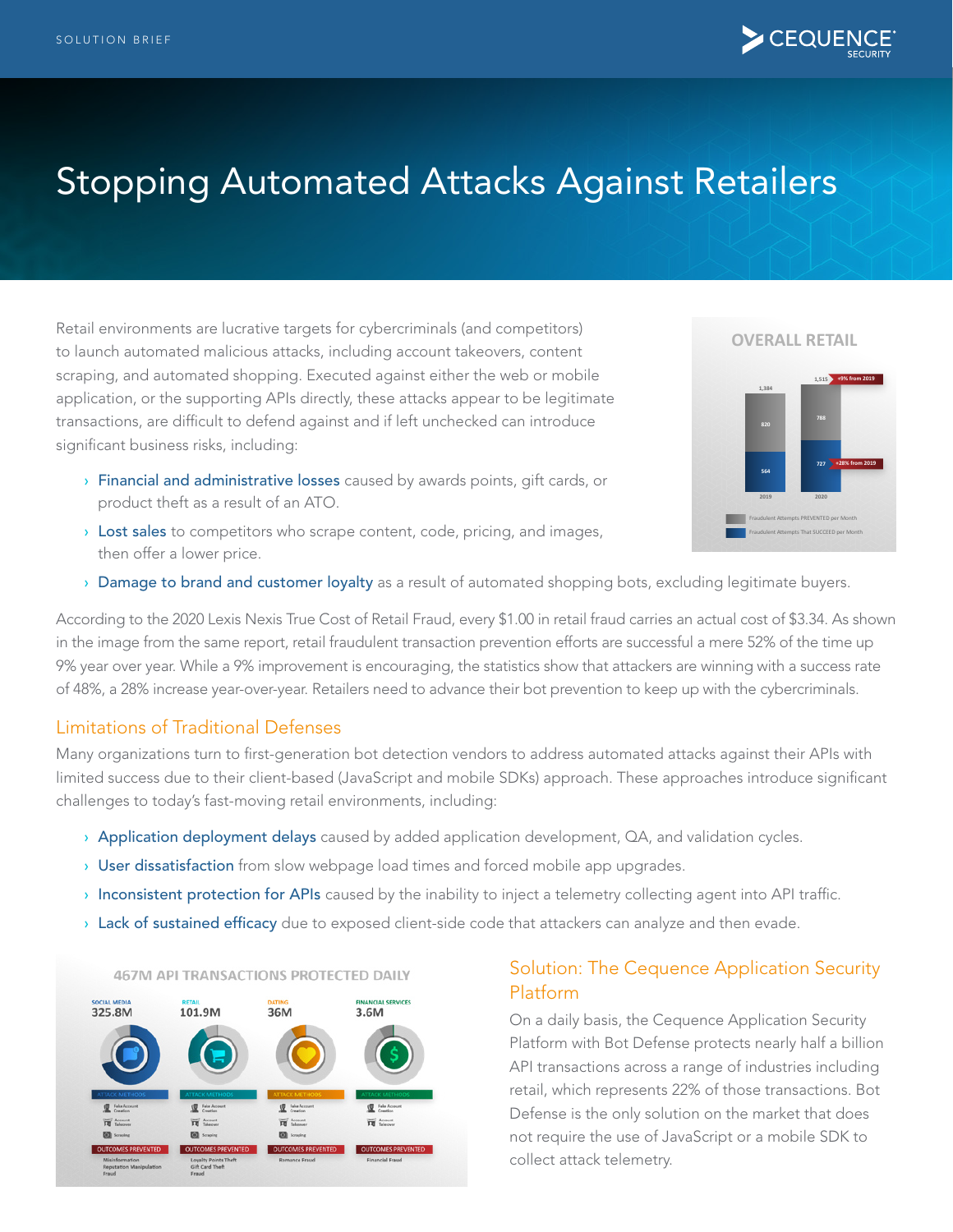SOLUTION BRIEF

# Stopping Automated Attacks Against Retailers

Retail environments are lucrative targets for cybercriminals (and competitors) to launch automated malicious attacks, including account takeovers, content scraping, and automated shopping. Executed against either the web or mobile application, or the supporting APIs directly, these attacks appear to be legitimate transactions, are difficult to defend against and if left unchecked can introduce significant business risks, including:

- **Financial and administrative losses** caused by awards points, gift cards, or product theft as a result of an ATO.
- **Lost sales** to competitors who scrape content, code, pricing, and images, then offer a lower price.
- **Damage to brand and customer loyalty** as a result of automated shopping bots, excluding legitimate buyers.

According to the 2020 Lexis Nexis True Cost of Retail Fraud, every $1.00 in retail fraud carries an actual cost of $3.34. As shown in the image from the same report, retail fraudulent transaction prevention efforts are successful a mere 52% of the time up 9% year over year. While a 9% improvement is encouraging, the statistics show that attackers are winning with a success rate of 48%, a 28% increase year-over-year. Retailers need to advance their bot prevention to keep up with the cybercriminals.

## Limitations of Traditional Defenses

Many organizations turn to first-generation bot detection vendors to address automated attacks against their APIs with limited success due to their client-based (JavaScript and mobile SDKs) approach. These approaches introduce significant challenges to today's fast-moving retail environments, including:

- **Application deployment delays** caused by added application development, QA, and validation cycles.
- **User dissatisfaction** from slow webpage load times and forced mobile app upgrades.
- **Inconsistent protection for APIs** caused by the inability to inject a telemetry collecting agent into API traffic.
- **Lack of sustained efficacy** due to exposed client-side code that attackers can analyze and then evade.

## Solution: The Cequence Application Security Platform

On a daily basis, the Cequence Application Security Platform with Bot Defense protects nearly half a billion API transactions across a range of industries including retail, which represents 22% of those transactions. Bot Defense is the only solution on the market that does not require the use of JavaScript or a mobile SDK to collect attack telemetry.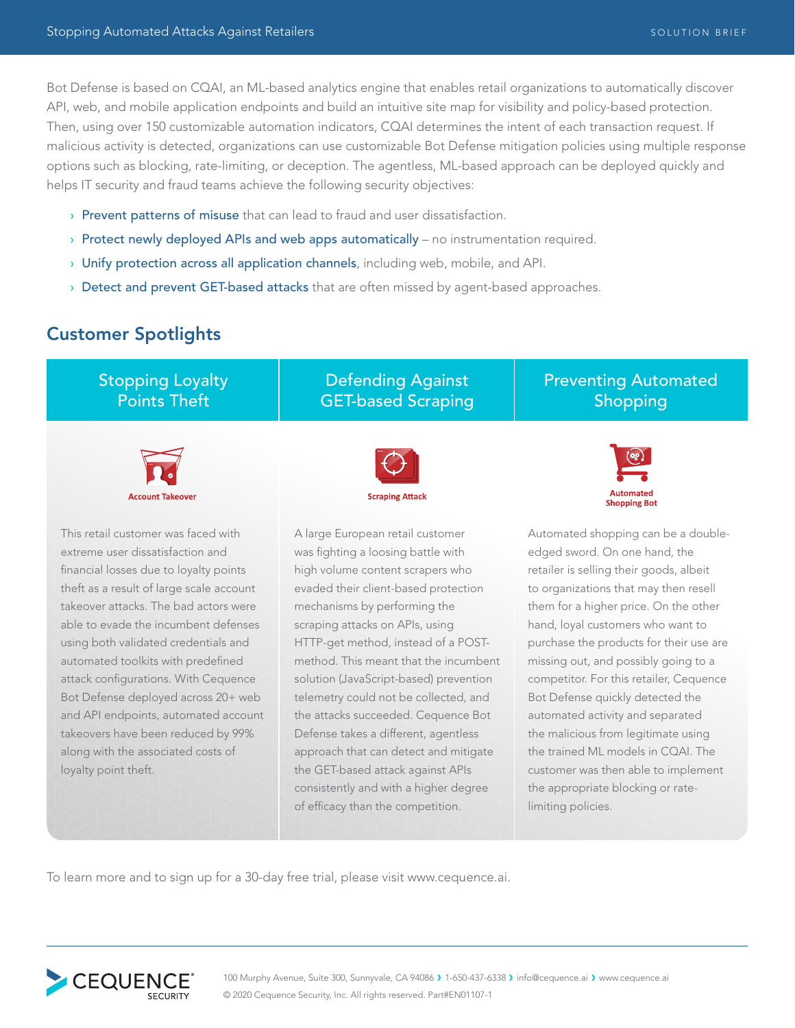Bot Defense is based on CQAI, an ML-based analytics engine that enables retail organizations to automatically discover API, web, and mobile application endpoints and build an intuitive site map for visibility and policy-based protection. Then, using over 150 customizable automation indicators, CQAI determines the intent of each transaction request. If malicious activity is detected, organizations can use customizable Bot Defense mitigation policies using multiple response options such as blocking, rate-limiting, or deception. The agentless, ML-based approach can be deployed quickly and helps IT security and fraud teams achieve the following security objectives:

- Prevent patterns of misuse that can lead to fraud and user dissatisfaction.
- Protect newly deployed APIs and web apps automatically – no instrumentation required.
- Unify protection across all application channels, including web, mobile, and API.
- Detect and prevent GET-based attacks that are often missed by agent-based approaches.

## Customer Spotlights

### Stopping Loyalty Points Theft

Account Takeover

This retail customer was faced with extreme user dissatisfaction and financial losses due to loyalty points theft as a result of large scale account takeover attacks. The bad actors were able to evade the incumbent defenses using both validated credentials and automated toolkits with predefined attack configurations. With Cequence Bot Defense deployed across 20+ web and API endpoints, automated account takeovers have been reduced by 99% along with the associated costs of loyalty point theft.

### Defending Against GET-based Scraping

Scraping Attack

A large European retail customer was fighting a loosing battle with high volume content scrapers who evaded their client-based protection mechanisms by performing the scraping attacks on APIs, using HTTP-get method, instead of a POST-method. This meant that the incumbent solution (JavaScript-based) prevention telemetry could not be collected, and the attacks succeeded. Cequence Bot Defense takes a different, agentless approach that can detect and mitigate the GET-based attack against APIs consistently and with a higher degree of efficacy than the competition.

### Preventing Automated Shopping

Automated Shopping Bot

Automated shopping can be a double-edged sword. On one hand, the retailer is selling their goods, albeit to organizations that may then resell them for a higher price. On the other hand, loyal customers who want to purchase the products for their use are missing out, and possibly going to a competitor. For this retailer, Cequence Bot Defense quickly detected the automated activity and separated the malicious from legitimate using the trained ML models in CQAI. The customer was then able to implement the appropriate blocking or rate-limiting policies.

To learn more and to sign up for a 30-day free trial, please visit www.cequence.ai.

CEQUENCE SECURITY

100 Murphy Avenue, Suite 300, Sunnyvale, CA 94086 › 1-650-437-6338 › info@cequence.ai › www.cequence.ai

© 2020 Cequence Security, Inc. All rights reserved. Part#EN01107-1